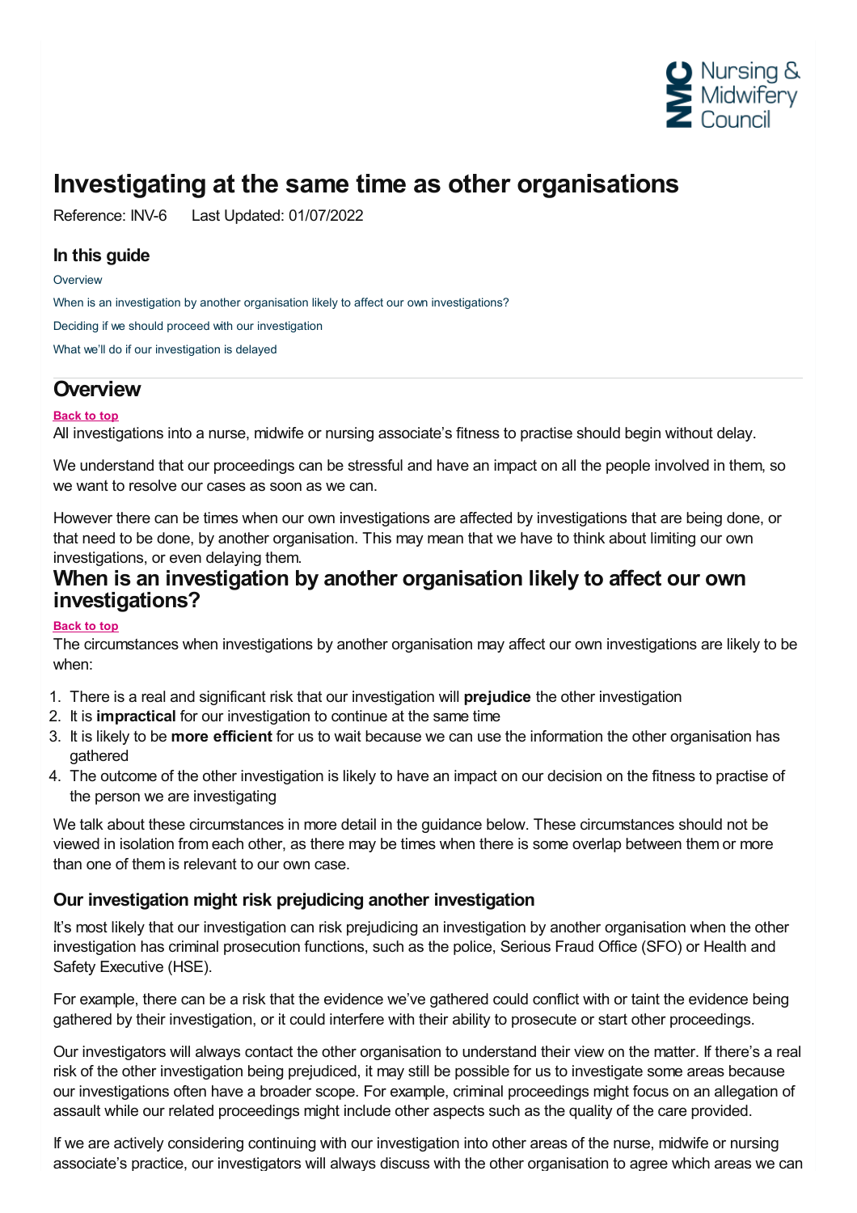# Investigating at the same time as other organisations

Reference: INV-6 Last Updated: 01/07/2022

### In this guide

Overview

When is an investigation by another organisation likely to affect our own investigations?

Deciding if we should proceed with our investigation

What we'll do if our investigation is delayed

## Overview

Back to top

All investigations into a nurse, midwife or nursing associate's fitness to practise should begin without delay.

We understand that our proceedings can be stressful and have an impact on all the people involved in them, so we want to resolve our cases as soon as we can.

However there can be times when our own investigations are affected by investigations that are being done, or that need to be done, by another organisation. This may mean that we have to think about limiting our own investigations, or even delaying them.

## When is an investigation by another organisation likely to affect our own investigations?

Back to top

The circumstances when investigations by another organisation may affect our own investigations are likely to be when:

1. There is a real and significant risk that our investigation will **prejudice** the other investigation
2. It is **impractical** for our investigation to continue at the same time
3. It is likely to be **more efficient** for us to wait because we can use the information the other organisation has gathered
4. The outcome of the other investigation is likely to have an impact on our decision on the fitness to practise of the person we are investigating

We talk about these circumstances in more detail in the guidance below. These circumstances should not be viewed in isolation from each other, as there may be times when there is some overlap between them or more than one of them is relevant to our own case.

### Our investigation might risk prejudicing another investigation

It's most likely that our investigation can risk prejudicing an investigation by another organisation when the other investigation has criminal prosecution functions, such as the police, Serious Fraud Office (SFO) or Health and Safety Executive (HSE).

For example, there can be a risk that the evidence we've gathered could conflict with or taint the evidence being gathered by their investigation, or it could interfere with their ability to prosecute or start other proceedings.

Our investigators will always contact the other organisation to understand their view on the matter. If there's a real risk of the other investigation being prejudiced, it may still be possible for us to investigate some areas because our investigations often have a broader scope. For example, criminal proceedings might focus on an allegation of assault while our related proceedings might include other aspects such as the quality of the care provided.

If we are actively considering continuing with our investigation into other areas of the nurse, midwife or nursing associate's practice, our investigators will always discuss with the other organisation to agree which areas we can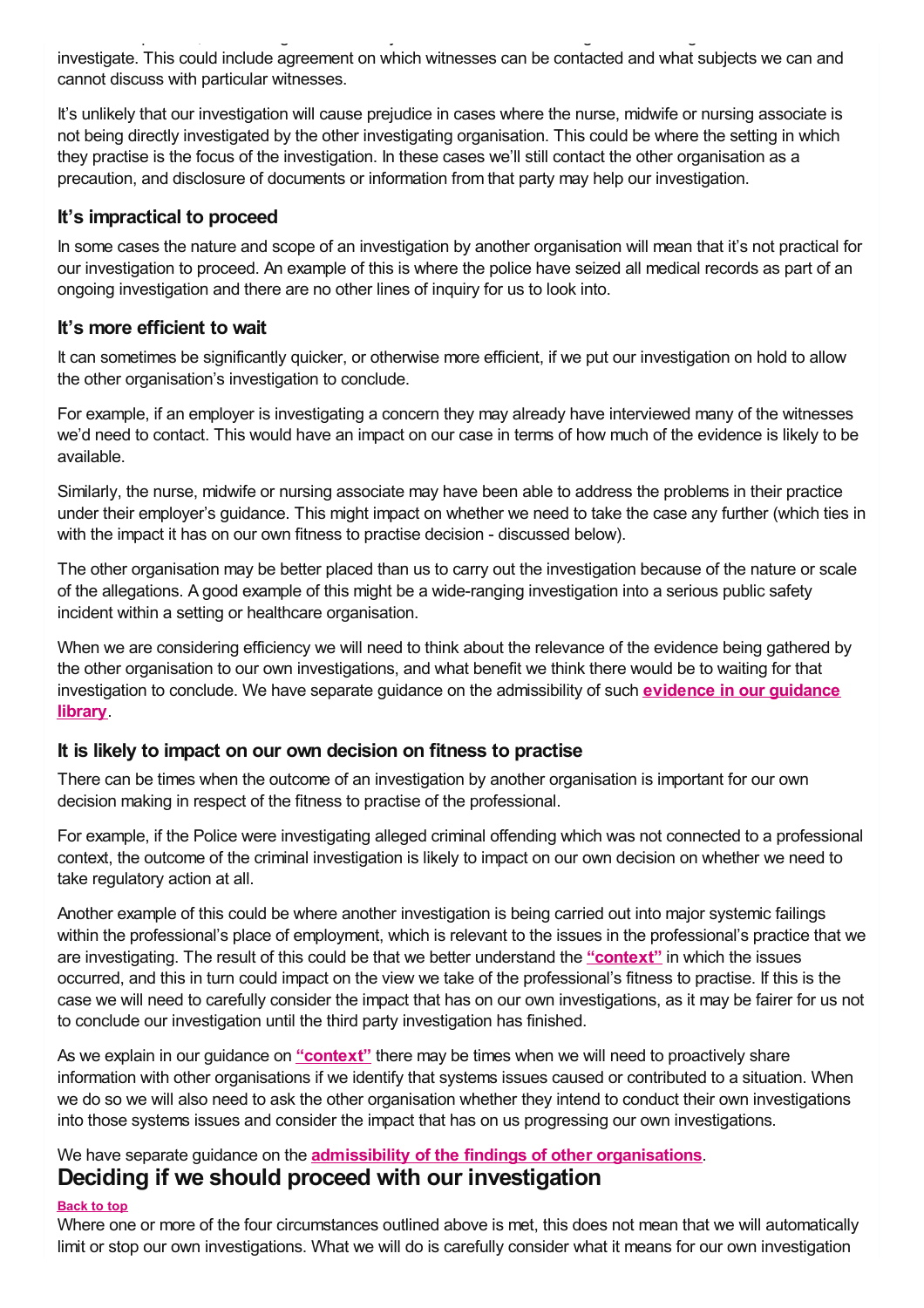investigate. This could include agreement on which witnesses can be contacted and what subjects we can and cannot discuss with particular witnesses.

It's unlikely that our investigation will cause prejudice in cases where the nurse, midwife or nursing associate is not being directly investigated by the other investigating organisation. This could be where the setting in which they practise is the focus of the investigation. In these cases we'll still contact the other organisation as a precaution, and disclosure of documents or information from that party may help our investigation.

### It's impractical to proceed

In some cases the nature and scope of an investigation by another organisation will mean that it's not practical for our investigation to proceed. An example of this is where the police have seized all medical records as part of an ongoing investigation and there are no other lines of inquiry for us to look into.

### It's more efficient to wait

It can sometimes be significantly quicker, or otherwise more efficient, if we put our investigation on hold to allow the other organisation's investigation to conclude.

For example, if an employer is investigating a concern they may already have interviewed many of the witnesses we'd need to contact. This would have an impact on our case in terms of how much of the evidence is likely to be available.

Similarly, the nurse, midwife or nursing associate may have been able to address the problems in their practice under their employer's guidance. This might impact on whether we need to take the case any further (which ties in with the impact it has on our own fitness to practise decision - discussed below).

The other organisation may be better placed than us to carry out the investigation because of the nature or scale of the allegations. A good example of this might be a wide-ranging investigation into a serious public safety incident within a setting or healthcare organisation.

When we are considering efficiency we will need to think about the relevance of the evidence being gathered by the other organisation to our own investigations, and what benefit we think there would be to waiting for that investigation to conclude. We have separate guidance on the admissibility of such **evidence in our guidance library**.

### It is likely to impact on our own decision on fitness to practise

There can be times when the outcome of an investigation by another organisation is important for our own decision making in respect of the fitness to practise of the professional.

For example, if the Police were investigating alleged criminal offending which was not connected to a professional context, the outcome of the criminal investigation is likely to impact on our own decision on whether we need to take regulatory action at all.

Another example of this could be where another investigation is being carried out into major systemic failings within the professional's place of employment, which is relevant to the issues in the professional's practice that we are investigating. The result of this could be that we better understand the **"context"** in which the issues occurred, and this in turn could impact on the view we take of the professional's fitness to practise. If this is the case we will need to carefully consider the impact that has on our own investigations, as it may be fairer for us not to conclude our investigation until the third party investigation has finished.

As we explain in our guidance on **"context"** there may be times when we will need to proactively share information with other organisations if we identify that systems issues caused or contributed to a situation. When we do so we will also need to ask the other organisation whether they intend to conduct their own investigations into those systems issues and consider the impact that has on us progressing our own investigations.

We have separate guidance on the **admissibility of the findings of other organisations**.

## Deciding if we should proceed with our investigation

**Back to top**

Where one or more of the four circumstances outlined above is met, this does not mean that we will automatically limit or stop our own investigations. What we will do is carefully consider what it means for our own investigation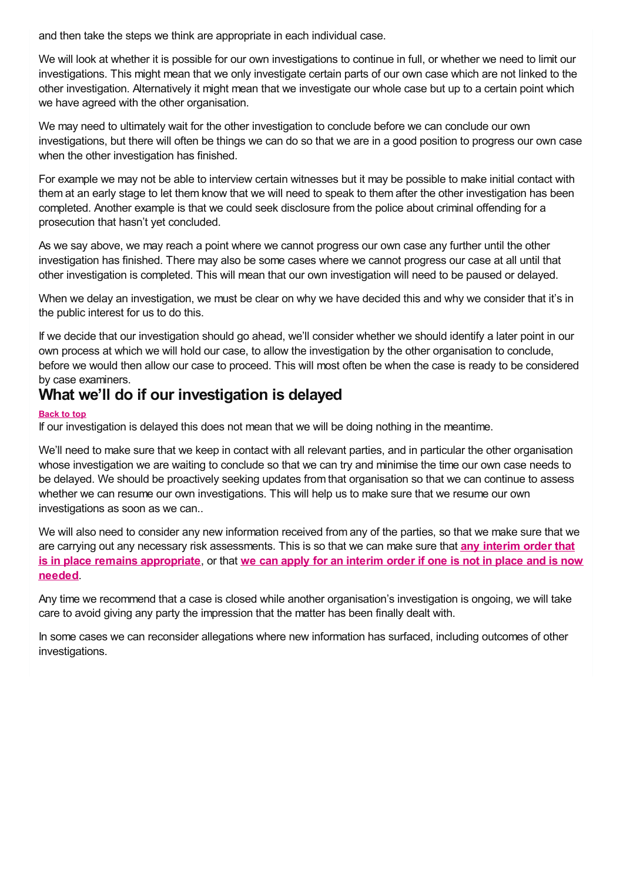and then take the steps we think are appropriate in each individual case.

We will look at whether it is possible for our own investigations to continue in full, or whether we need to limit our investigations. This might mean that we only investigate certain parts of our own case which are not linked to the other investigation. Alternatively it might mean that we investigate our whole case but up to a certain point which we have agreed with the other organisation.

We may need to ultimately wait for the other investigation to conclude before we can conclude our own investigations, but there will often be things we can do so that we are in a good position to progress our own case when the other investigation has finished.

For example we may not be able to interview certain witnesses but it may be possible to make initial contact with them at an early stage to let them know that we will need to speak to them after the other investigation has been completed. Another example is that we could seek disclosure from the police about criminal offending for a prosecution that hasn't yet concluded.

As we say above, we may reach a point where we cannot progress our own case any further until the other investigation has finished. There may also be some cases where we cannot progress our case at all until that other investigation is completed. This will mean that our own investigation will need to be paused or delayed.

When we delay an investigation, we must be clear on why we have decided this and why we consider that it's in the public interest for us to do this.

If we decide that our investigation should go ahead, we'll consider whether we should identify a later point in our own process at which we will hold our case, to allow the investigation by the other organisation to conclude, before we would then allow our case to proceed. This will most often be when the case is ready to be considered by case examiners.

## What we'll do if our investigation is delayed

**Back to top**

If our investigation is delayed this does not mean that we will be doing nothing in the meantime.

We'll need to make sure that we keep in contact with all relevant parties, and in particular the other organisation whose investigation we are waiting to conclude so that we can try and minimise the time our own case needs to be delayed. We should be proactively seeking updates from that organisation so that we can continue to assess whether we can resume our own investigations. This will help us to make sure that we resume our own investigations as soon as we can..

We will also need to consider any new information received from any of the parties, so that we make sure that we are carrying out any necessary risk assessments. This is so that we can make sure that **any interim order that is in place remains appropriate**, or that **we can apply for an interim order if one is not in place and is now needed**.

Any time we recommend that a case is closed while another organisation's investigation is ongoing, we will take care to avoid giving any party the impression that the matter has been finally dealt with.

In some cases we can reconsider allegations where new information has surfaced, including outcomes of other investigations.